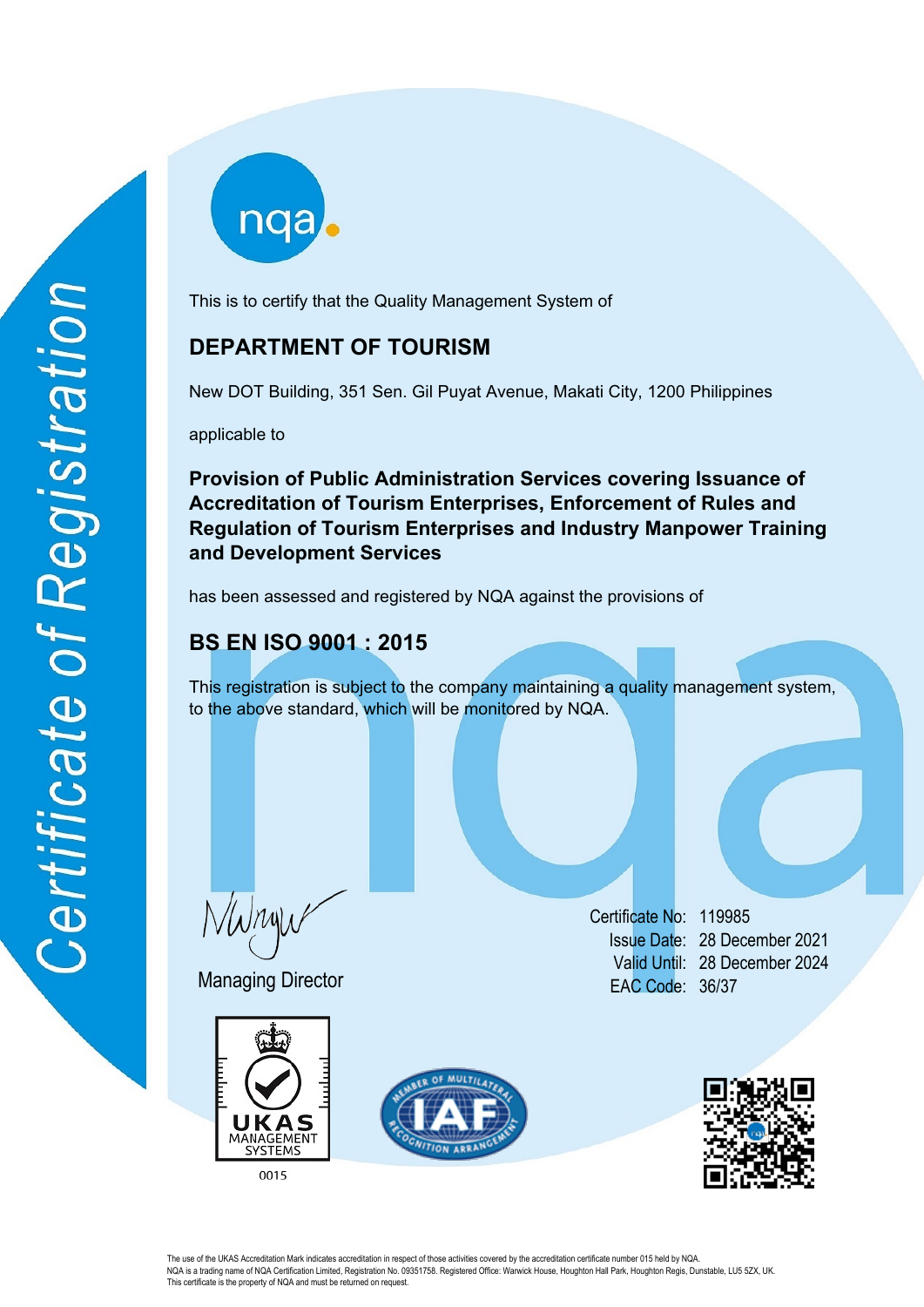Certificate of Registration

This is to certify that the Quality Management System of

## DEPARTMENT OF TOURISM

New DOT Building, 351 Sen. Gil Puyat Avenue, Makati City, 1200 Philippines

applicable to

**Provision of Public Administration Services covering Issuance of Accreditation of Tourism Enterprises, Enforcement of Rules and Regulation of Tourism Enterprises and Industry Manpower Training and Development Services**

has been assessed and registered by NQA against the provisions of

## BS EN ISO 9001 : 2015

This registration is subject to the company maintaining a quality management system, to the above standard, which will be monitored by NQA.

Managing Director

Certificate No: 119985
Issue Date: 28 December 2021
Valid Until: 28 December 2024
EAC Code: 36/37

UKAS MANAGEMENT SYSTEMS
0015

The use of the UKAS Accreditation Mark indicates accreditation in respect of those activities covered by the accreditation certificate number 015 held by NQA.
NQA is a trading name of NQA Certification Limited, Registration No. 09351758. Registered Office: Warwick House, Houghton Hall Park, Houghton Regis, Dunstable, LU5 5ZX, UK.
This certificate is the property of NQA and must be returned on request.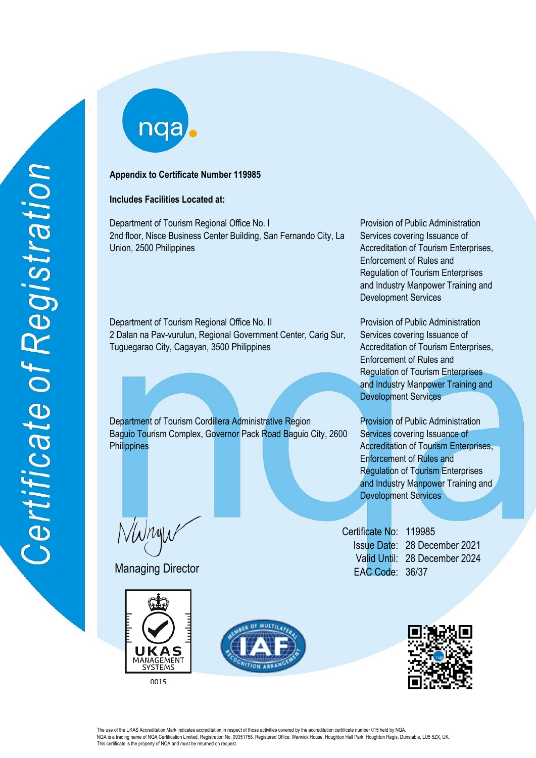# Certificate of Registration

**Appendix to Certificate Number 119985**

**Includes Facilities Located at:**

| Facility | Scope |
|---|---|
| Department of Tourism Regional Office No. I<br>2nd floor, Nisce Business Center Building, San Fernando City, La Union, 2500 Philippines | Provision of Public Administration Services covering Issuance of Accreditation of Tourism Enterprises, Enforcement of Rules and Regulation of Tourism Enterprises and Industry Manpower Training and Development Services |
| Department of Tourism Regional Office No. II<br>2 Dalan na Pav-vurulun, Regional Government Center, Carig Sur, Tuguegarao City, Cagayan, 3500 Philippines | Provision of Public Administration Services covering Issuance of Accreditation of Tourism Enterprises, Enforcement of Rules and Regulation of Tourism Enterprises and Industry Manpower Training and Development Services |
| Department of Tourism Cordillera Administrative Region<br>Baguio Tourism Complex, Governor Pack Road Baguio City, 2600 Philippines | Provision of Public Administration Services covering Issuance of Accreditation of Tourism Enterprises, Enforcement of Rules and Regulation of Tourism Enterprises and Industry Manpower Training and Development Services |

Managing Director

Certificate No: 119985
Issue Date: 28 December 2021
Valid Until: 28 December 2024
EAC Code: 36/37

UKAS MANAGEMENT SYSTEMS
0015

The use of the UKAS Accreditation Mark indicates accreditation in respect of those activities covered by the accreditation certificate number 015 held by NQA.
NQA is a trading name of NQA Certification Limited, Registration No. 09351758. Registered Office: Warwick House, Houghton Hall Park, Houghton Regis, Dunstable, LU5 5ZX, UK.
This certificate is the property of NQA and must be returned on request.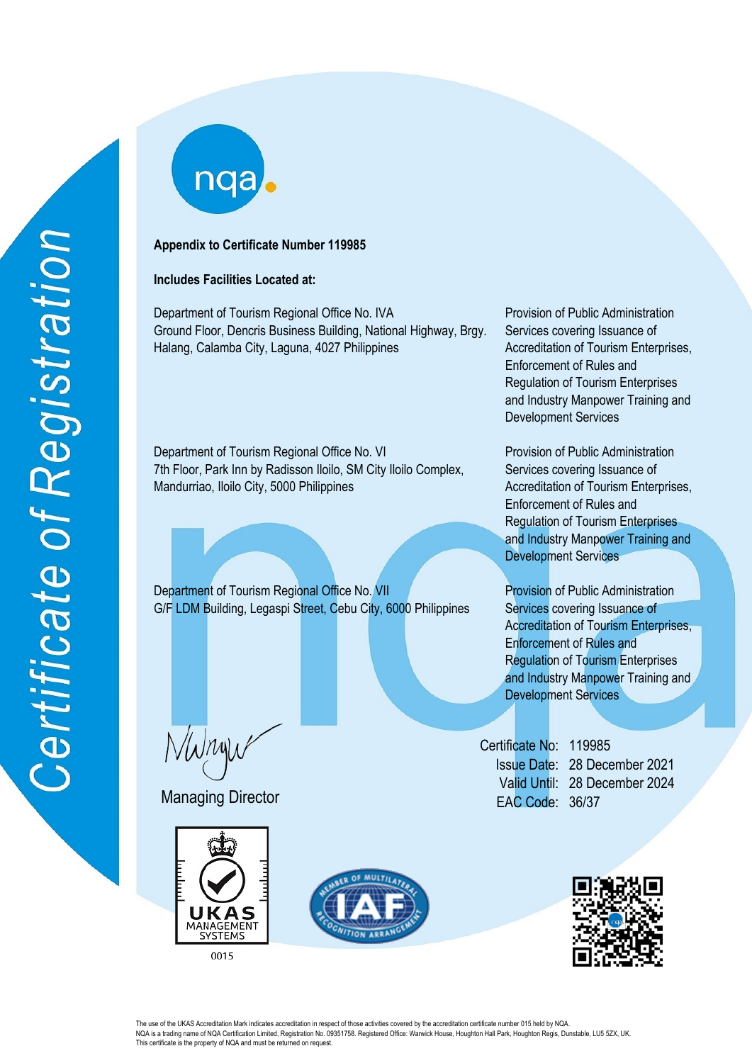Certificate of Registration

**Appendix to Certificate Number 119985**

**Includes Facilities Located at:**

| Facility | Scope |
|---|---|
| Department of Tourism Regional Office No. IVA<br>Ground Floor, Dencris Business Building, National Highway, Brgy. Halang, Calamba City, Laguna, 4027 Philippines | Provision of Public Administration Services covering Issuance of Accreditation of Tourism Enterprises, Enforcement of Rules and Regulation of Tourism Enterprises and Industry Manpower Training and Development Services |
| Department of Tourism Regional Office No. VI<br>7th Floor, Park Inn by Radisson Iloilo, SM City Iloilo Complex, Mandurriao, Iloilo City, 5000 Philippines | Provision of Public Administration Services covering Issuance of Accreditation of Tourism Enterprises, Enforcement of Rules and Regulation of Tourism Enterprises and Industry Manpower Training and Development Services |
| Department of Tourism Regional Office No. VII<br>G/F LDM Building, Legaspi Street, Cebu City, 6000 Philippines | Provision of Public Administration Services covering Issuance of Accreditation of Tourism Enterprises, Enforcement of Rules and Regulation of Tourism Enterprises and Industry Manpower Training and Development Services |

Managing Director

Certificate No: 119985
Issue Date: 28 December 2021
Valid Until: 28 December 2024
EAC Code: 36/37

UKAS MANAGEMENT SYSTEMS
0015

The use of the UKAS Accreditation Mark indicates accreditation in respect of those activities covered by the accreditation certificate number 015 held by NQA.
NQA is a trading name of NQA Certification Limited, Registration No. 09351758. Registered Office: Warwick House, Houghton Hall Park, Houghton Regis, Dunstable, LU5 5ZX, UK.
This certificate is the property of NQA and must be returned on request.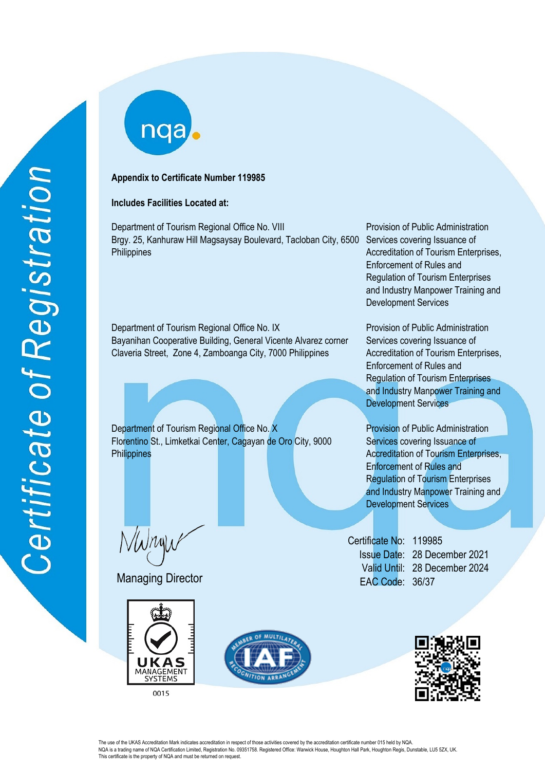Certificate of Registration

**Appendix to Certificate Number 119985**

**Includes Facilities Located at:**

| Facility | Scope |
| --- | --- |
| Department of Tourism Regional Office No. VIII<br>Brgy. 25, Kanhuraw Hill Magsaysay Boulevard, Tacloban City, 6500 Philippines | Provision of Public Administration Services covering Issuance of Accreditation of Tourism Enterprises, Enforcement of Rules and Regulation of Tourism Enterprises and Industry Manpower Training and Development Services |
| Department of Tourism Regional Office No. IX<br>Bayanihan Cooperative Building, General Vicente Alvarez corner Claveria Street, Zone 4, Zamboanga City, 7000 Philippines | Provision of Public Administration Services covering Issuance of Accreditation of Tourism Enterprises, Enforcement of Rules and Regulation of Tourism Enterprises and Industry Manpower Training and Development Services |
| Department of Tourism Regional Office No. X<br>Florentino St., Limketkai Center, Cagayan de Oro City, 9000 Philippines | Provision of Public Administration Services covering Issuance of Accreditation of Tourism Enterprises, Enforcement of Rules and Regulation of Tourism Enterprises and Industry Manpower Training and Development Services |

Managing Director

Certificate No: 119985
Issue Date: 28 December 2021
Valid Until: 28 December 2024
EAC Code: 36/37

UKAS MANAGEMENT SYSTEMS
0015

The use of the UKAS Accreditation Mark indicates accreditation in respect of those activities covered by the accreditation certificate number 015 held by NQA.
NQA is a trading name of NQA Certification Limited, Registration No. 09351758. Registered Office: Warwick House, Houghton Hall Park, Houghton Regis, Dunstable, LU5 5ZX, UK.
This certificate is the property of NQA and must be returned on request.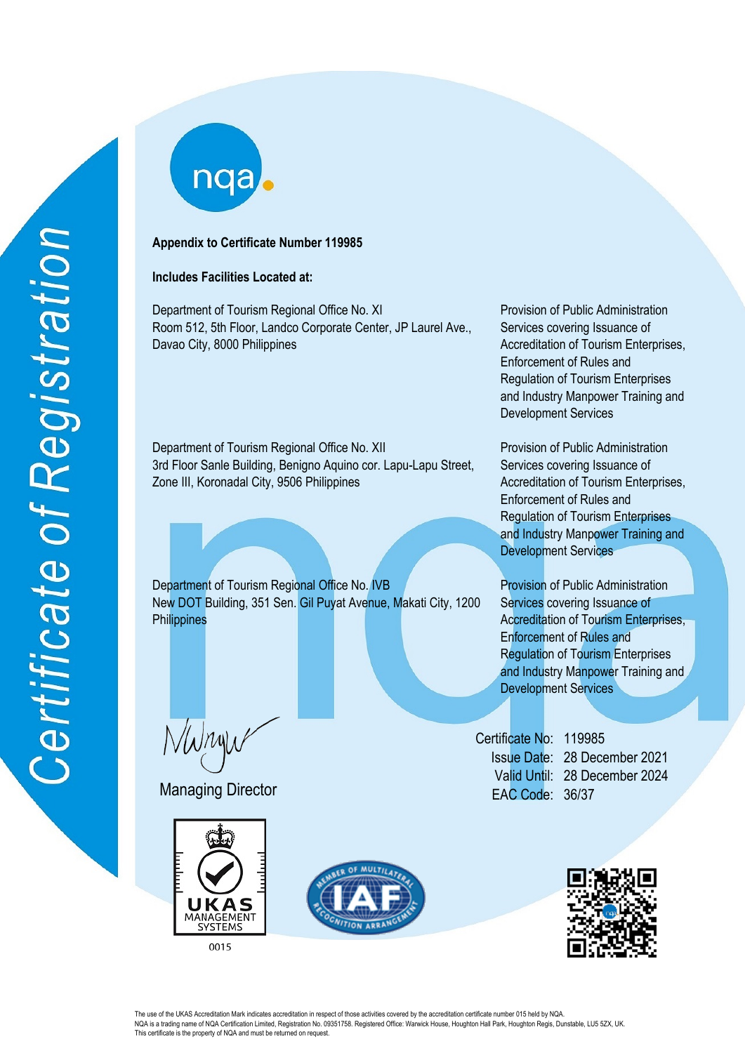Certificate of Registration

**Appendix to Certificate Number 119985**

**Includes Facilities Located at:**

| | |
|---|---|
| Department of Tourism Regional Office No. XI<br>Room 512, 5th Floor, Landco Corporate Center, JP Laurel Ave., Davao City, 8000 Philippines | Provision of Public Administration Services covering Issuance of Accreditation of Tourism Enterprises, Enforcement of Rules and Regulation of Tourism Enterprises and Industry Manpower Training and Development Services |
| Department of Tourism Regional Office No. XII<br>3rd Floor Sanle Building, Benigno Aquino cor. Lapu-Lapu Street, Zone III, Koronadal City, 9506 Philippines | Provision of Public Administration Services covering Issuance of Accreditation of Tourism Enterprises, Enforcement of Rules and Regulation of Tourism Enterprises and Industry Manpower Training and Development Services |
| Department of Tourism Regional Office No. IVB<br>New DOT Building, 351 Sen. Gil Puyat Avenue, Makati City, 1200 Philippines | Provision of Public Administration Services covering Issuance of Accreditation of Tourism Enterprises, Enforcement of Rules and Regulation of Tourism Enterprises and Industry Manpower Training and Development Services |

Managing Director

Certificate No: 119985
Issue Date: 28 December 2021
Valid Until: 28 December 2024
EAC Code: 36/37

UKAS MANAGEMENT SYSTEMS
0015

The use of the UKAS Accreditation Mark indicates accreditation in respect of those activities covered by the accreditation certificate number 015 held by NQA.
NQA is a trading name of NQA Certification Limited, Registration No. 09351758. Registered Office: Warwick House, Houghton Hall Park, Houghton Regis, Dunstable, LU5 5ZX, UK.
This certificate is the property of NQA and must be returned on request.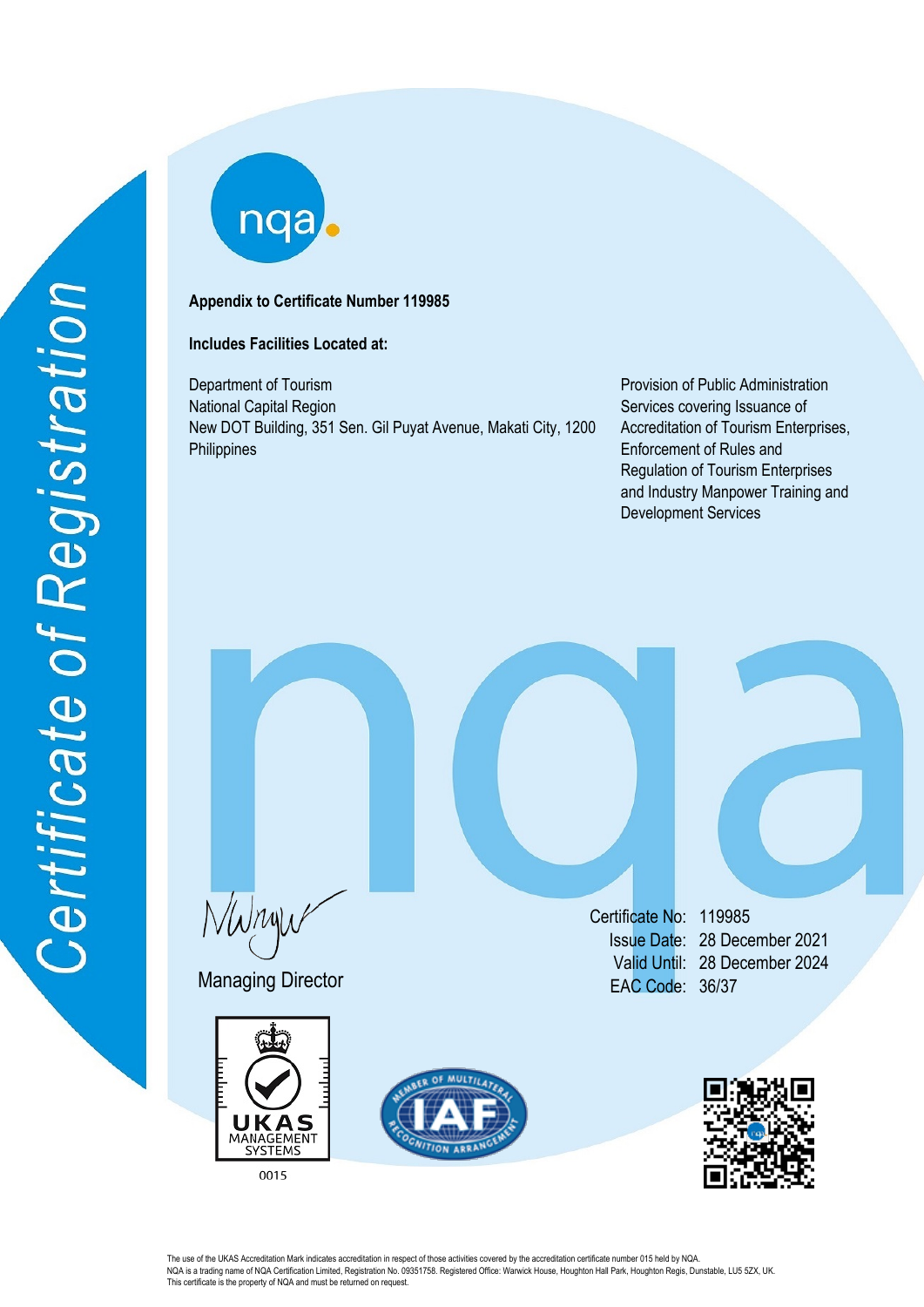Certificate of Registration

**Appendix to Certificate Number 119985**

**Includes Facilities Located at:**

| | |
|---|---|
| Department of Tourism<br>National Capital Region<br>New DOT Building, 351 Sen. Gil Puyat Avenue, Makati City, 1200<br>Philippines | Provision of Public Administration Services covering Issuance of Accreditation of Tourism Enterprises, Enforcement of Rules and Regulation of Tourism Enterprises and Industry Manpower Training and Development Services |

Managing Director

Certificate No: 119985
Issue Date: 28 December 2021
Valid Until: 28 December 2024
EAC Code: 36/37

UKAS MANAGEMENT SYSTEMS
0015

MEMBER OF MULTILATERAL RECOGNITION ARRANGEMENT IAF

The use of the UKAS Accreditation Mark indicates accreditation in respect of those activities covered by the accreditation certificate number 015 held by NQA.
NQA is a trading name of NQA Certification Limited, Registration No. 09351758. Registered Office: Warwick House, Houghton Hall Park, Houghton Regis, Dunstable, LU5 5ZX, UK.
This certificate is the property of NQA and must be returned on request.